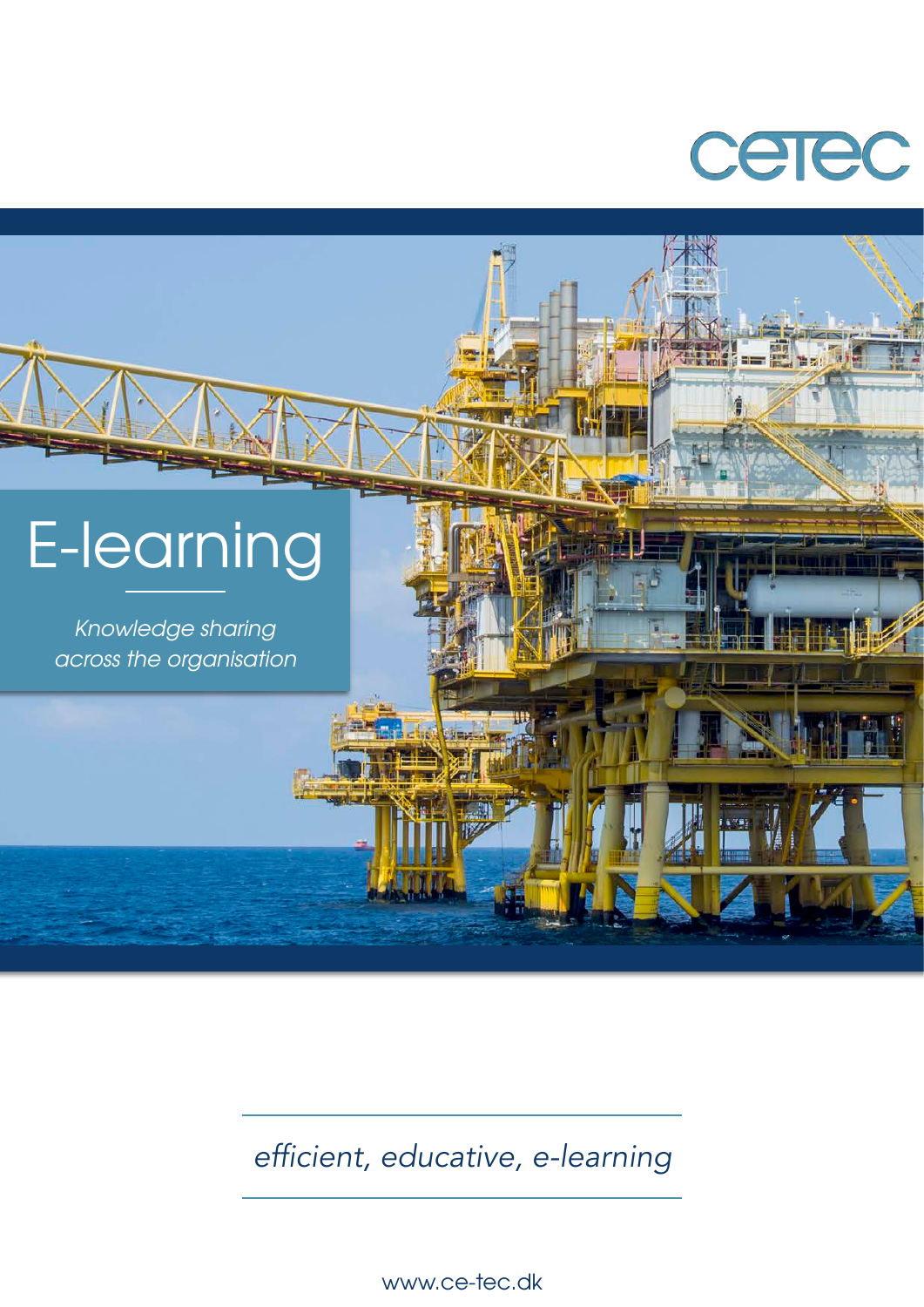CETEC

# E-learning

*Knowledge sharing across the organisation*

*efficient, educative, e-learning*

www.ce-tec.dk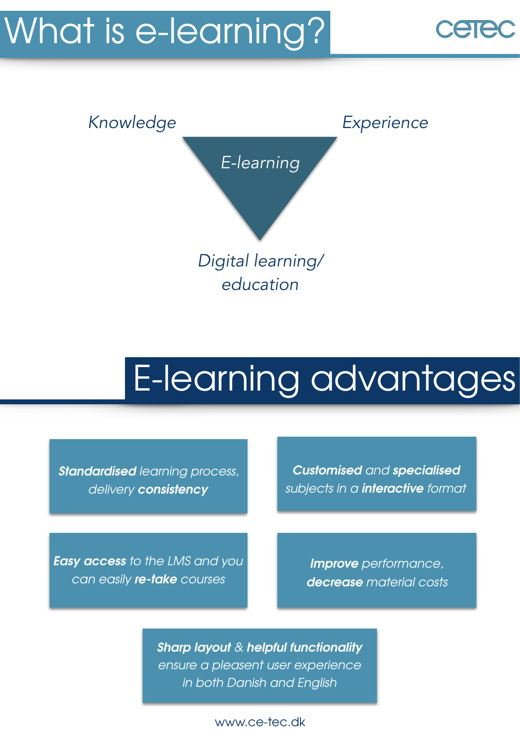# What is e-learning?

CETEC

*Knowledge*

*Experience*

*E-learning*

*Digital learning/ education*

# E-learning advantages

***Standardised*** *learning process, delivery* ***consistency***

***Customised*** *and* ***specialised*** *subjects in a* ***interactive*** *format*

***Easy access*** *to the LMS and you can easily* ***re-take*** *courses*

***Improve*** *performance,* ***decrease*** *material costs*

***Sharp layout*** *&* ***helpful functionality*** *ensure a pleasent user experience in both Danish and English*

www.ce-tec.dk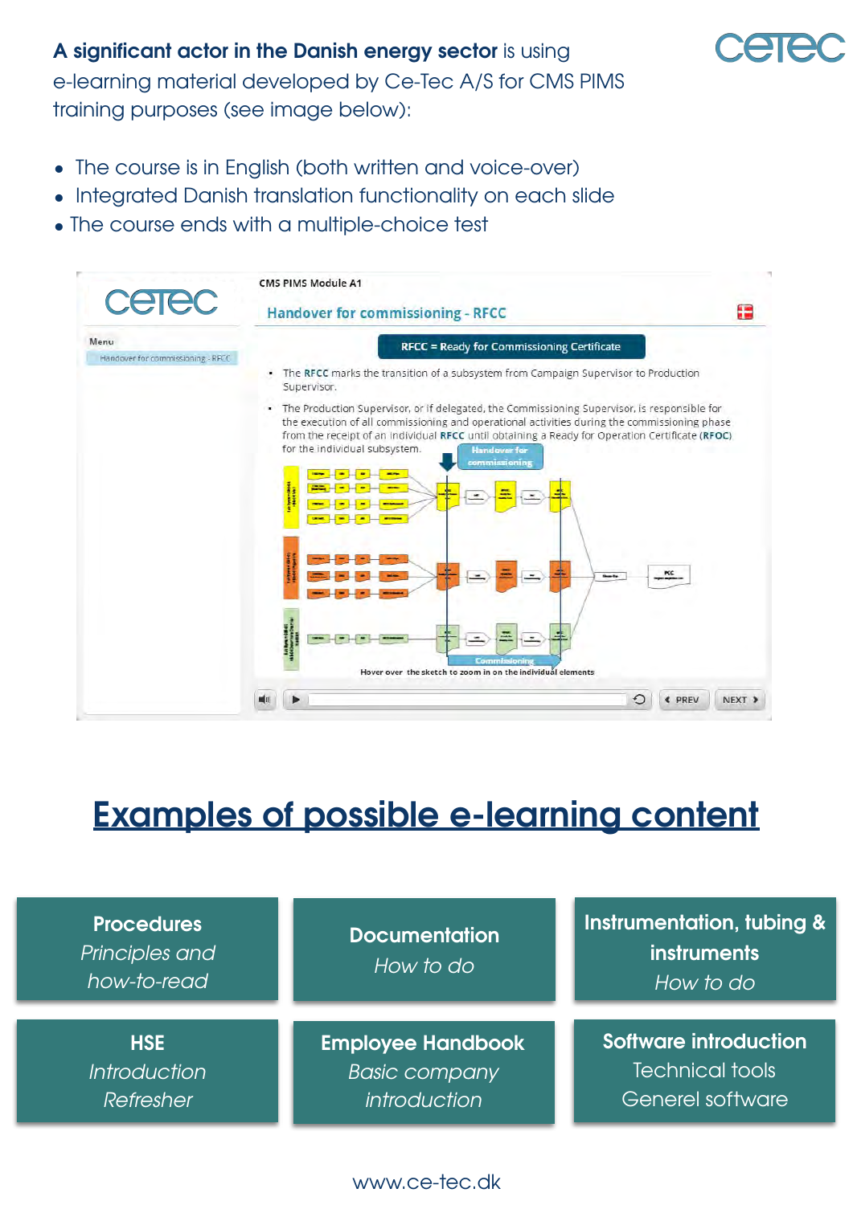**A significant actor in the Danish energy sector** is using e-learning material developed by Ce-Tec A/S for CMS PIMS training purposes (see image below):

- The course is in English (both written and voice-over)
- Integrated Danish translation functionality on each slide
- The course ends with a multiple-choice test

CMS PIMS Module A1

Handover for commissioning - RFCC

Menu

Handover for commissioning - RFCC

RFCC = Ready for Commissioning Certificate

- The RFCC marks the transition of a subsystem from Campaign Supervisor to Production Supervisor.
- The Production Supervisor, or if delegated, the Commissioning Supervisor, is responsible for the execution of all commissioning and operational activities during the commissioning phase from the receipt of an individual RFCC until obtaining a Ready for Operation Certificate (RFOC) for the individual subsystem.

Handover for commissioning

Commissioning

Hover over the sketch to zoom in on the individual elements

PREV NEXT

# Examples of possible e-learning content

| | | |
|---|---|---|
| **Procedures**<br>*Principles and how-to-read* | **Documentation**<br>*How to do* | **Instrumentation, tubing & instruments**<br>*How to do* |
| **HSE**<br>*Introduction*<br>*Refresher* | **Employee Handbook**<br>*Basic company introduction* | **Software introduction**<br>Technical tools<br>Generel software |

www.ce-tec.dk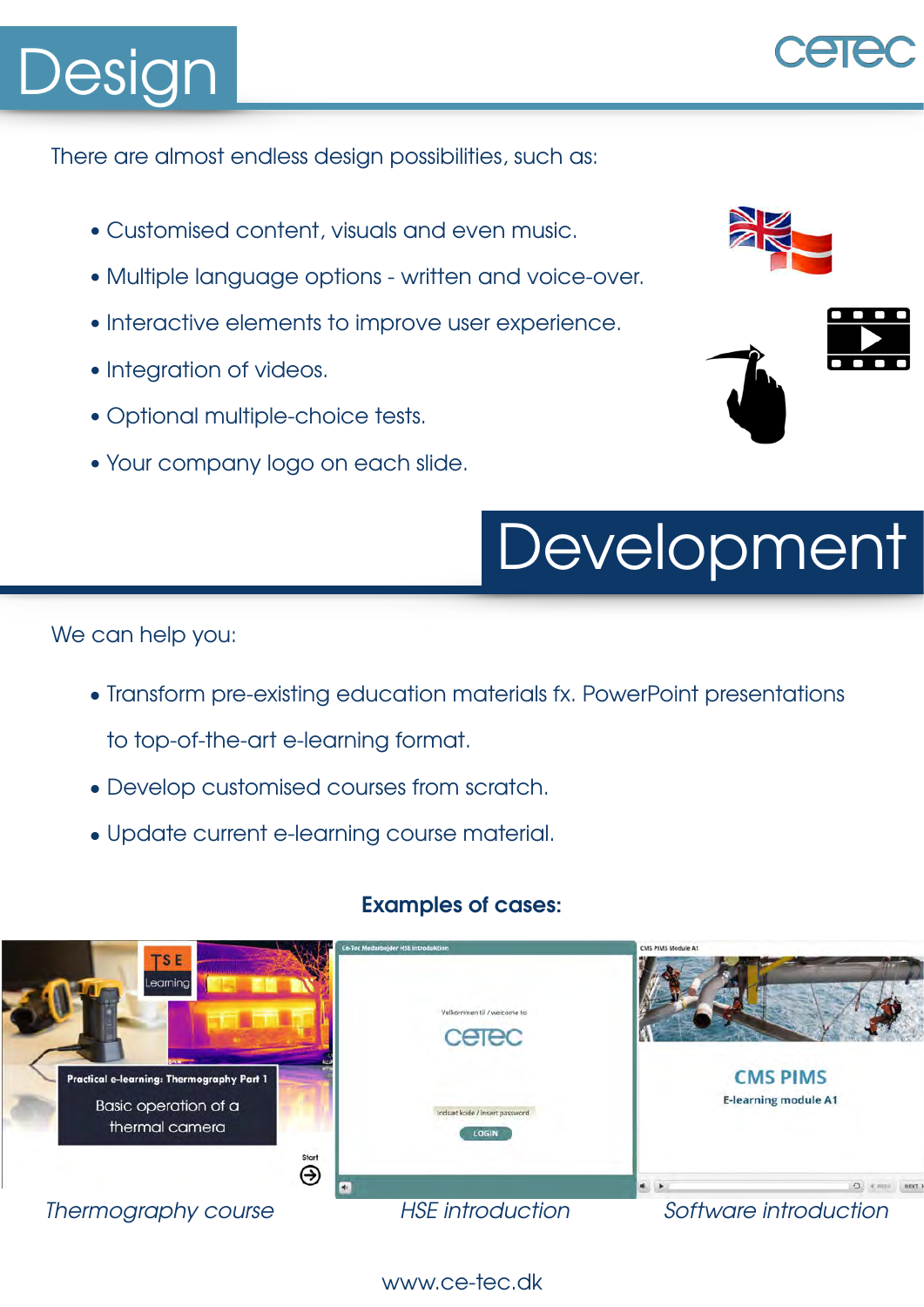# Design

There are almost endless design possibilities, such as:

- Customised content, visuals and even music.
- Multiple language options - written and voice-over.
- Interactive elements to improve user experience.
- Integration of videos.
- Optional multiple-choice tests.
- Your company logo on each slide.

# Development

We can help you:

- Transform pre-existing education materials fx. PowerPoint presentations to top-of-the-art e-learning format.
- Develop customised courses from scratch.
- Update current e-learning course material.

**Examples of cases:**

*Thermography course* *HSE introduction* *Software introduction*

www.ce-tec.dk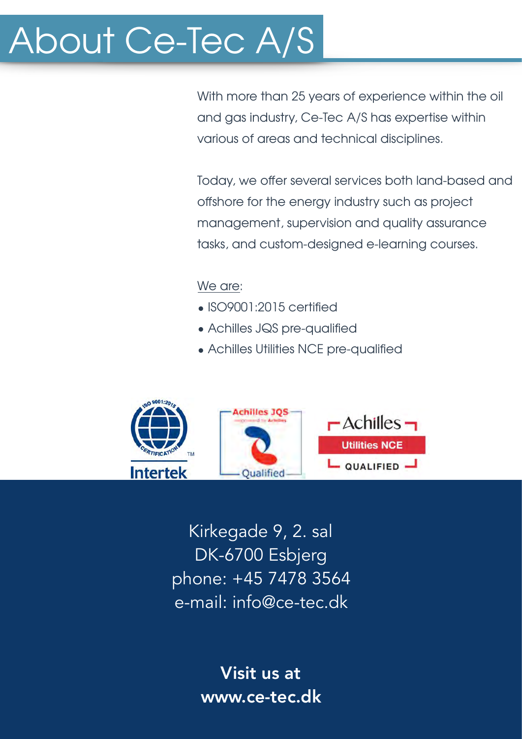# About Ce-Tec A/S

With more than 25 years of experience within the oil and gas industry, Ce-Tec A/S has expertise within various of areas and technical disciplines.

Today, we offer several services both land-based and offshore for the energy industry such as project management, supervision and quality assurance tasks, and custom-designed e-learning courses.

We are:

- ISO9001:2015 certified
- Achilles JQS pre-qualified
- Achilles Utilities NCE pre-qualified

Kirkegade 9, 2. sal
DK-6700 Esbjerg
phone: +45 7478 3564
e-mail: info@ce-tec.dk

**Visit us at**
**www.ce-tec.dk**